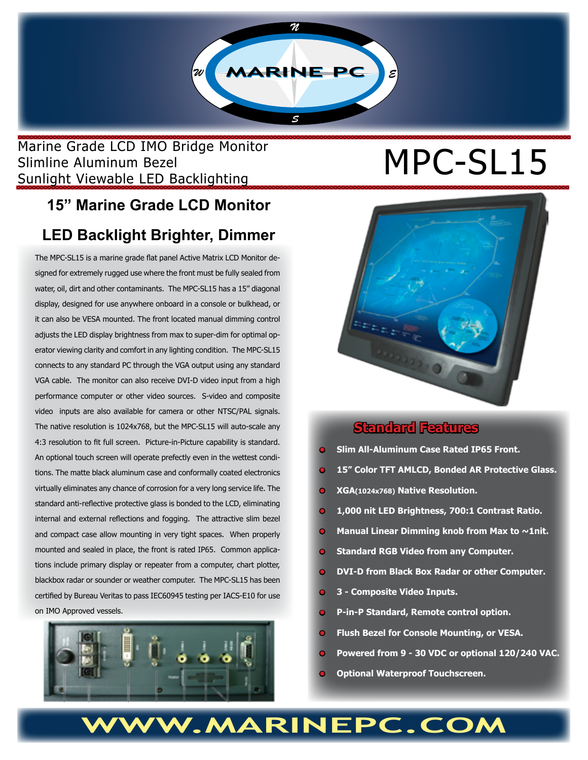Marine Grade LCD IMO Bridge Monitor
Slimline Aluminum Bezel
Sunlight Viewable LED Backlighting

# MPC-SL15

## 15" Marine Grade LCD Monitor

## LED Backlight Brighter, Dimmer

The MPC-SL15 is a marine grade flat panel Active Matrix LCD Monitor designed for extremely rugged use where the front must be fully sealed from water, oil, dirt and other contaminants. The MPC-SL15 has a 15" diagonal display, designed for use anywhere onboard in a console or bulkhead, or it can also be VESA mounted. The front located manual dimming control adjusts the LED display brightness from max to super-dim for optimal operator viewing clarity and comfort in any lighting condition. The MPC-SL15 connects to any standard PC through the VGA output using any standard VGA cable. The monitor can also receive DVI-D video input from a high performance computer or other video sources. S-video and composite video inputs are also available for camera or other NTSC/PAL signals. The native resolution is 1024x768, but the MPC-SL15 will auto-scale any 4:3 resolution to fit full screen. Picture-in-Picture capability is standard. An optional touch screen will operate prefectly even in the wettest conditions. The matte black aluminum case and conformally coated electronics virtually eliminates any chance of corrosion for a very long service life. The standard anti-reflective protective glass is bonded to the LCD, eliminating internal and external reflections and fogging. The attractive slim bezel and compact case allow mounting in very tight spaces. When properly mounted and sealed in place, the front is rated IP65. Common applications include primary display or repeater from a computer, chart plotter, blackbox radar or sounder or weather computer. The MPC-SL15 has been certified by Bureau Veritas to pass IEC60945 testing per IACS-E10 for use on IMO Approved vessels.

## Standard Features

- **Slim All-Aluminum Case Rated IP65 Front.**
- **15" Color TFT AMLCD, Bonded AR Protective Glass.**
- **XGA(1024x768) Native Resolution.**
- **1,000 nit LED Brightness, 700:1 Contrast Ratio.**
- **Manual Linear Dimming knob from Max to ~1nit.**
- **Standard RGB Video from any Computer.**
- **DVI-D from Black Box Radar or other Computer.**
- **3 - Composite Video Inputs.**
- **P-in-P Standard, Remote control option.**
- **Flush Bezel for Console Mounting, or VESA.**
- **Powered from 9 - 30 VDC or optional 120/240 VAC.**
- **Optional Waterproof Touchscreen.**

WWW.MARINEPC.COM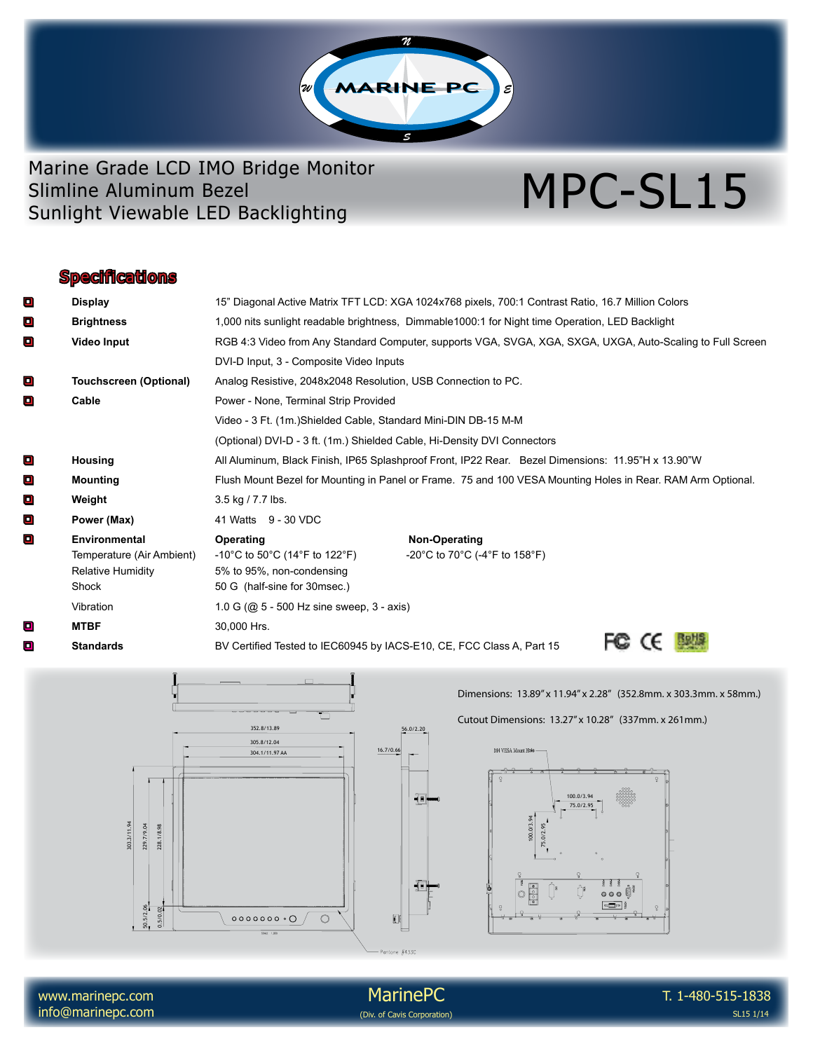Marine Grade LCD IMO Bridge Monitor
Slimline Aluminum Bezel
Sunlight Viewable LED Backlighting

# MPC-SL15

## Specifications

| | | |
|---|---|---|
| **Display** | 15" Diagonal Active Matrix TFT LCD: XGA 1024x768 pixels, 700:1 Contrast Ratio, 16.7 Million Colors | |
| **Brightness** | 1,000 nits sunlight readable brightness, Dimmable1000:1 for Night time Operation, LED Backlight | |
| **Video Input** | RGB 4:3 Video from Any Standard Computer, supports VGA, SVGA, XGA, SXGA, UXGA, Auto-Scaling to Full Screen | |
| | DVI-D Input, 3 - Composite Video Inputs | |
| **Touchscreen (Optional)** | Analog Resistive, 2048x2048 Resolution, USB Connection to PC. | |
| **Cable** | Power - None, Terminal Strip Provided | |
| | Video - 3 Ft. (1m.)Shielded Cable, Standard Mini-DIN DB-15 M-M | |
| | (Optional) DVI-D - 3 ft. (1m.) Shielded Cable, Hi-Density DVI Connectors | |
| **Housing** | All Aluminum, Black Finish, IP65 Splashproof Front, IP22 Rear. Bezel Dimensions: 11.95"H x 13.90"W | |
| **Mounting** | Flush Mount Bezel for Mounting in Panel or Frame. 75 and 100 VESA Mounting Holes in Rear. RAM Arm Optional. | |
| **Weight** | 3.5 kg / 7.7 lbs. | |
| **Power (Max)** | 41 Watts 9 - 30 VDC | |
| **Environmental** | **Operating** | **Non-Operating** |
| Temperature (Air Ambient) | -10°C to 50°C (14°F to 122°F) | -20°C to 70°C (-4°F to 158°F) |
| Relative Humidity | 5% to 95%, non-condensing | |
| Shock | 50 G (half-sine for 30msec.) | |
| Vibration | 1.0 G (@ 5 - 500 Hz sine sweep, 3 - axis) | |
| **MTBF** | 30,000 Hrs. | |
| **Standards** | BV Certified Tested to IEC60945 by IACS-E10, CE, FCC Class A, Part 15 | |

Dimensions: 13.89" x 11.94" x 2.28" (352.8mm. x 303.3mm. x 58mm.)

Cutout Dimensions: 13.27" x 10.28" (337mm. x 261mm.)

352.8/13.89
305.8/12.04
304.1/11.97 AA
56.0/2.20
16.7/0.66
303.3/11.94
229.7/9.04
228.1/8.98
50.5/2.06
0.5/0.02
M4 VESA Mount Hole
100.0/3.94
75.0/2.95
100.0/3.94
75.0/2.95
Pantone #433C

www.marinepc.com
info@marinepc.com

MarinePC
(Div. of Cavis Corporation)

T. 1-480-515-1838
SL15 1/14